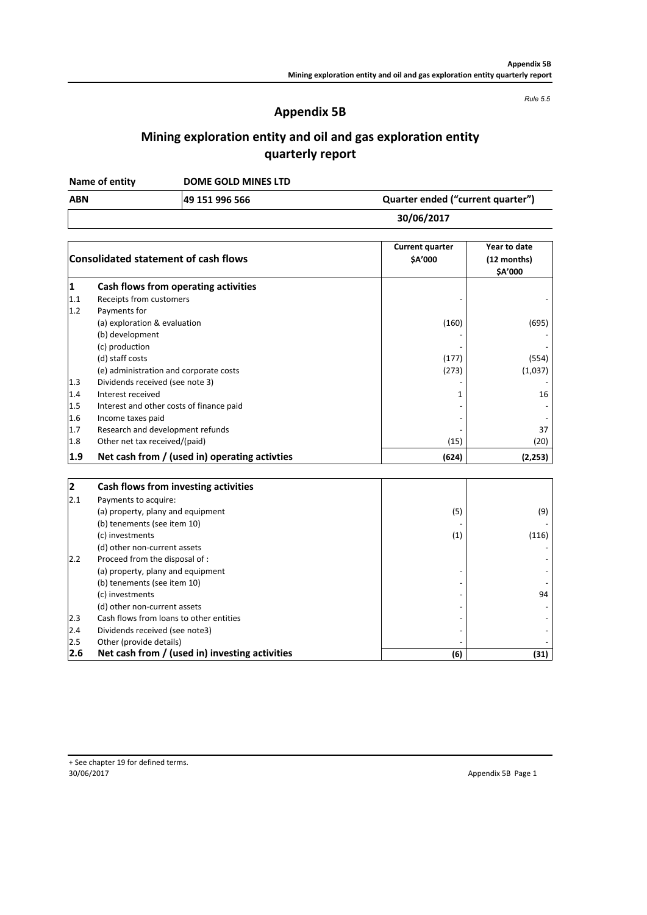*Rule 5.5*

# Appendix 5B

## Mining exploration entity and oil and gas exploration entity quarterly report

| | | | |
|---|---|---|---|
| **Name of entity** | **DOME GOLD MINES LTD** | | |
| **ABN** | **49 151 996 566** | **Quarter ended ("current quarter")** | |
| | | **30/06/2017** | |

| | **Consolidated statement of cash flows** | **Current quarter $A'000** | **Year to date (12 months) $A'000** |
|---|---|---|---|
| **1** | **Cash flows from operating activities** | | |
| 1.1 | Receipts from customers | - | - |
| 1.2 | Payments for | | |
| | (a) exploration & evaluation | (160) | (695) |
| | (b) development | - | - |
| | (c) production | - | - |
| | (d) staff costs | (177) | (554) |
| | (e) administration and corporate costs | (273) | (1,037) |
| 1.3 | Dividends received (see note 3) | - | - |
| 1.4 | Interest received | 1 | 16 |
| 1.5 | Interest and other costs of finance paid | - | - |
| 1.6 | Income taxes paid | - | - |
| 1.7 | Research and development refunds | - | 37 |
| 1.8 | Other net tax received/(paid) | (15) | (20) |
| **1.9** | **Net cash from / (used in) operating activties** | **(624)** | **(2,253)** |

| | | | |
|---|---|---|---|
| **2** | **Cash flows from investing activities** | | |
| 2.1 | Payments to acquire: | | |
| | (a) property, plany and equipment | (5) | (9) |
| | (b) tenements (see item 10) | - | - |
| | (c) investments | (1) | (116) |
| | (d) other non-current assets | | - |
| 2.2 | Proceed from the disposal of : | | - |
| | (a) property, plany and equipment | - | - |
| | (b) tenements (see item 10) | - | - |
| | (c) investments | - | 94 |
| | (d) other non-current assets | - | - |
| 2.3 | Cash flows from loans to other entities | - | - |
| 2.4 | Dividends received (see note3) | - | - |
| 2.5 | Other (provide details) | - | - |
| **2.6** | **Net cash from / (used in) investing activities** | **(6)** | **(31)** |

+ See chapter 19 for defined terms.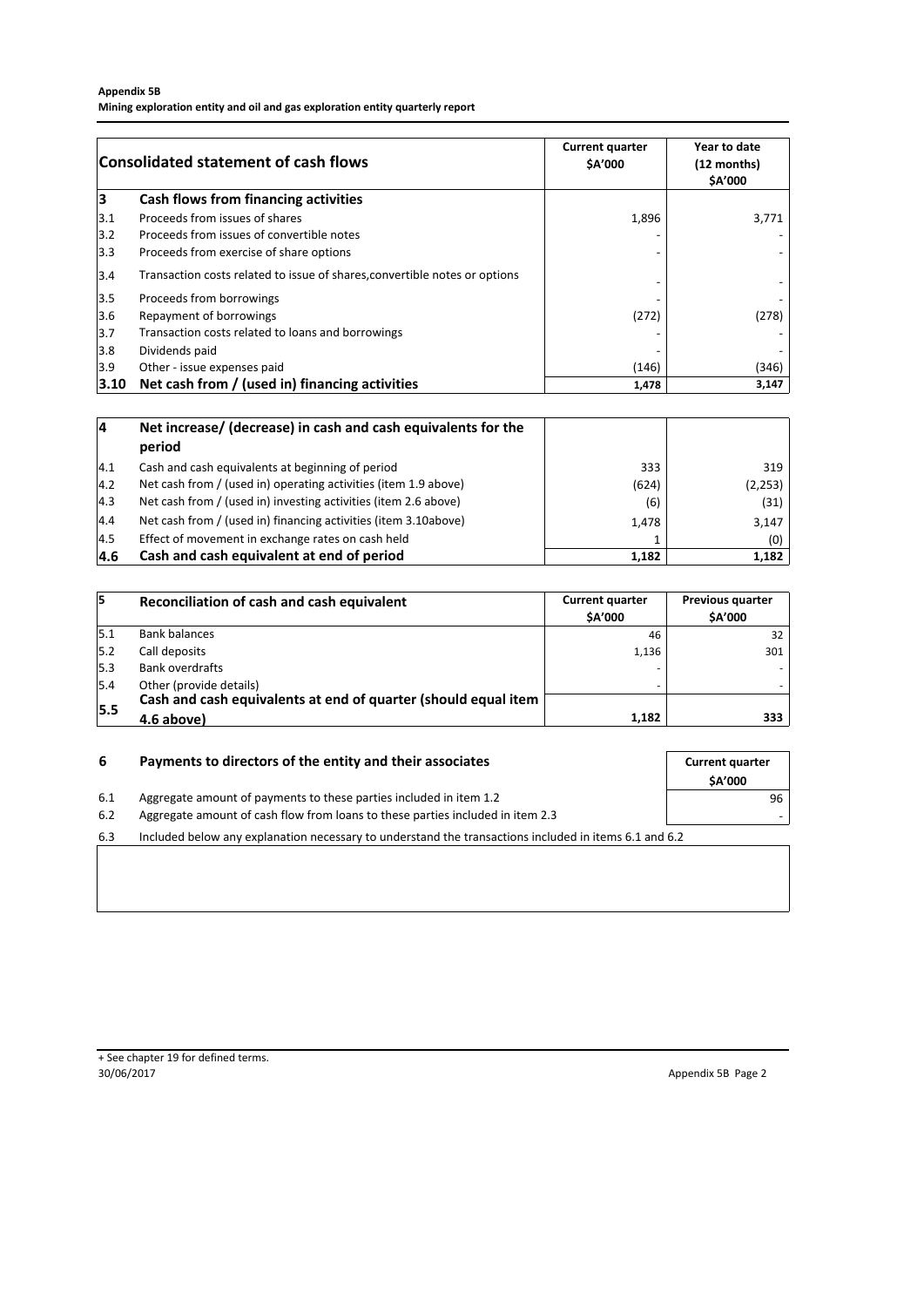**Appendix 5B**
**Mining exploration entity and oil and gas exploration entity quarterly report**

| | Consolidated statement of cash flows | Current quarter $A'000 | Year to date (12 months) $A'000 |
|---|---|---|---|
| **3** | **Cash flows from financing activities** | | |
| 3.1 | Proceeds from issues of shares | 1,896 | 3,771 |
| 3.2 | Proceeds from issues of convertible notes | - | - |
| 3.3 | Proceeds from exercise of share options | - | - |
| 3.4 | Transaction costs related to issue of shares,convertible notes or options | - | - |
| 3.5 | Proceeds from borrowings | - | - |
| 3.6 | Repayment of borrowings | (272) | (278) |
| 3.7 | Transaction costs related to loans and borrowings | - | - |
| 3.8 | Dividends paid | - | - |
| 3.9 | Other - issue expenses paid | (146) | (346) |
| **3.10** | **Net cash from / (used in) financing activities** | **1,478** | **3,147** |

| | | | |
|---|---|---|---|
| **4** | **Net increase/ (decrease) in cash and cash equivalents for the period** | | |
| 4.1 | Cash and cash equivalents at beginning of period | 333 | 319 |
| 4.2 | Net cash from / (used in) operating activities (item 1.9 above) | (624) | (2,253) |
| 4.3 | Net cash from / (used in) investing activities (item 2.6 above) | (6) | (31) |
| 4.4 | Net cash from / (used in) financing activities (item 3.10above) | 1,478 | 3,147 |
| 4.5 | Effect of movement in exchange rates on cash held | 1 | (0) |
| **4.6** | **Cash and cash equivalent at end of period** | **1,182** | **1,182** |

| **5** | **Reconciliation of cash and cash equivalent** | **Current quarter $A'000** | **Previous quarter $A'000** |
|---|---|---|---|
| 5.1 | Bank balances | 46 | 32 |
| 5.2 | Call deposits | 1,136 | 301 |
| 5.3 | Bank overdrafts | - | - |
| 5.4 | Other (provide details) | - | - |
| **5.5** | **Cash and cash equivalents at end of quarter (should equal item 4.6 above)** | **1,182** | **333** |

| **6** | **Payments to directors of the entity and their associates** | **Current quarter $A'000** |
|---|---|---|
| 6.1 | Aggregate amount of payments to these parties included in item 1.2 | 96 |
| 6.2 | Aggregate amount of cash flow from loans to these parties included in item 2.3 | - |

6.3 Included below any explanation necessary to understand the transactions included in items 6.1 and 6.2

+ See chapter 19 for defined terms.
30/06/2017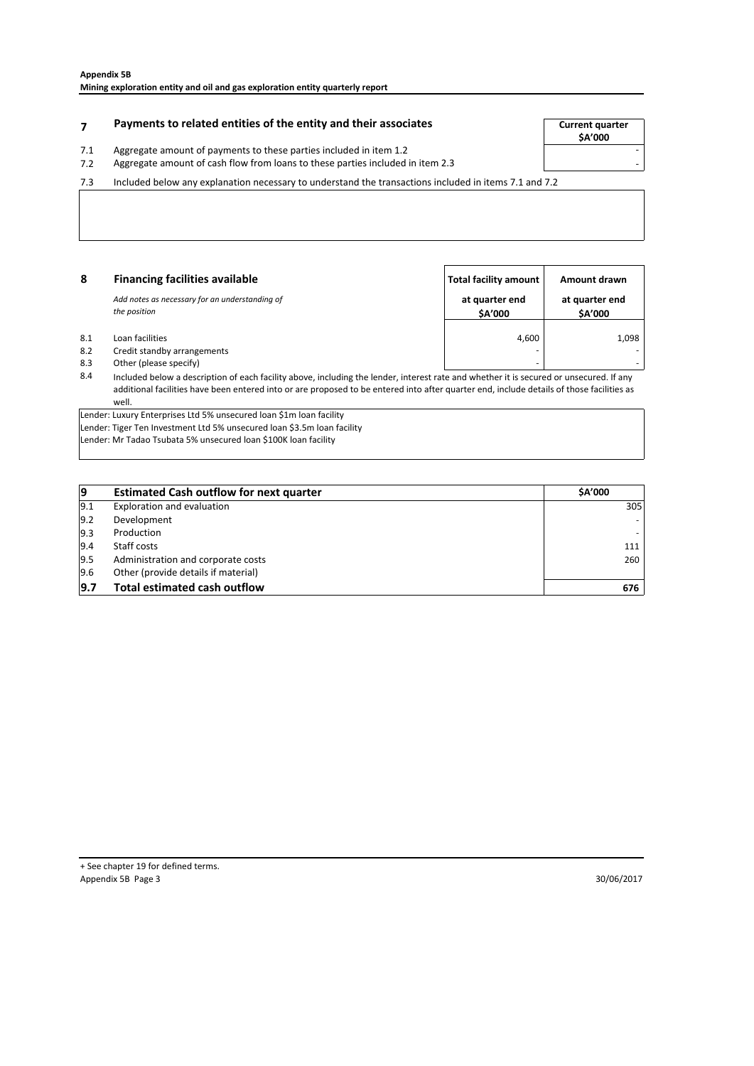## 7 Payments to related entities of the entity and their associates

| | | Current quarter $A'000 |
|---|---|---|
| 7.1 | Aggregate amount of payments to these parties included in item 1.2 | - |
| 7.2 | Aggregate amount of cash flow from loans to these parties included in item 2.3 | - |

7.3 Included below any explanation necessary to understand the transactions included in items 7.1 and 7.2

## 8 Financing facilities available

*Add notes as necessary for an understanding of the position*

| | | Total facility amount at quarter end $A'000 | Amount drawn at quarter end $A'000 |
|---|---|---|---|
| 8.1 | Loan facilities | 4,600 | 1,098 |
| 8.2 | Credit standby arrangements | - | - |
| 8.3 | Other (please specify) | - | - |

8.4 Included below a description of each facility above, including the lender, interest rate and whether it is secured or unsecured. If any additional facilities have been entered into or are proposed to be entered into after quarter end, include details of those facilities as well.

Lender: Luxury Enterprises Ltd 5% unsecured loan $1m loan facility
Lender: Tiger Ten Investment Ltd 5% unsecured loan $3.5m loan facility
Lender: Mr Tadao Tsubata 5% unsecured loan $100K loan facility

| 9 | Estimated Cash outflow for next quarter | $A'000 |
|---|---|---|
| 9.1 | Exploration and evaluation | 305 |
| 9.2 | Development | - |
| 9.3 | Production | - |
| 9.4 | Staff costs | 111 |
| 9.5 | Administration and corporate costs | 260 |
| 9.6 | Other (provide details if material) | |
| **9.7** | **Total estimated cash outflow** | **676** |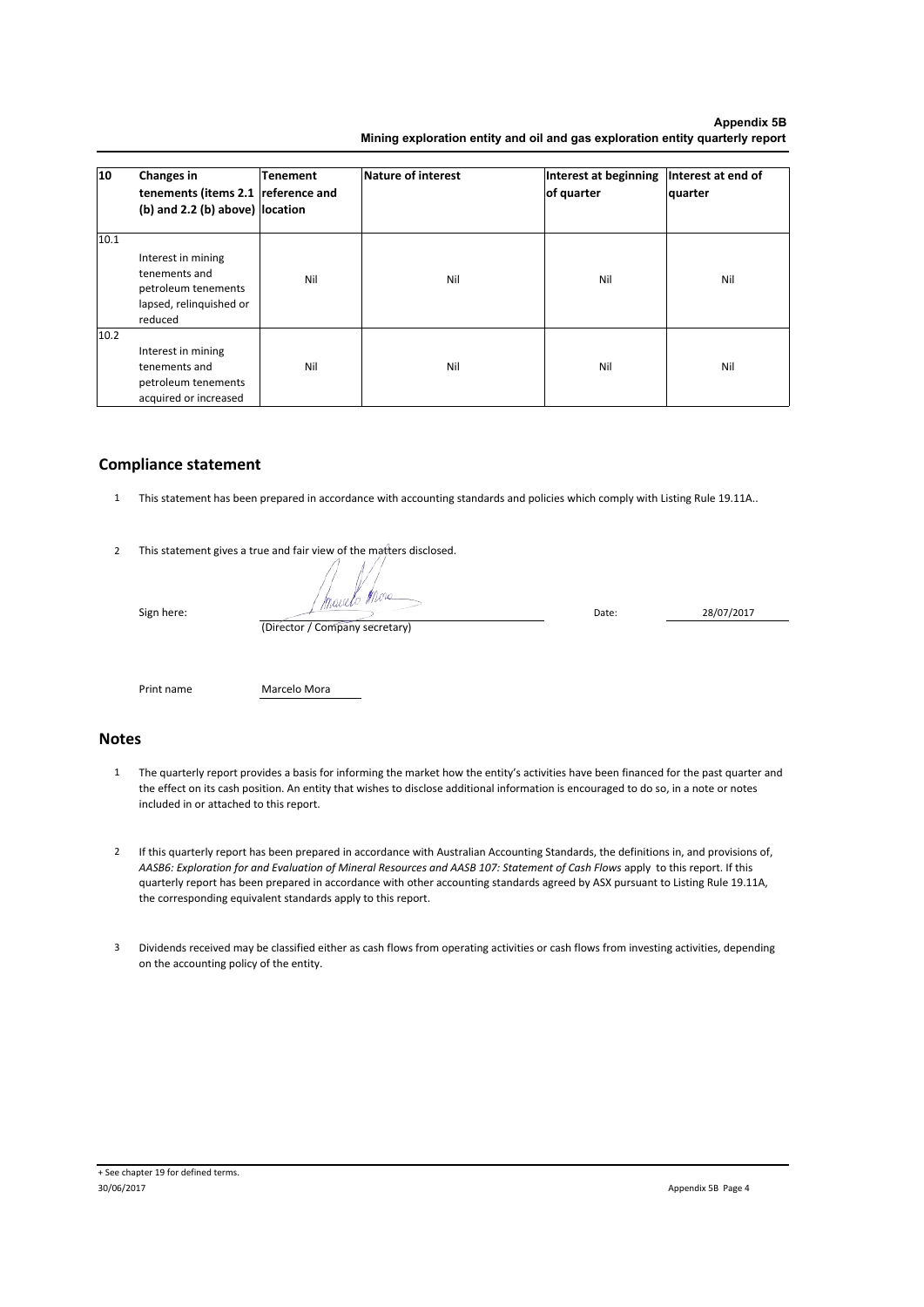| 10 | Changes in tenements (items 2.1 (b) and 2.2 (b) above) | Tenement reference and location | Nature of interest | Interest at beginning of quarter | Interest at end of quarter |
|---|---|---|---|---|---|
| 10.1 | Interest in mining tenements and petroleum tenements lapsed, relinquished or reduced | Nil | Nil | Nil | Nil |
| 10.2 | Interest in mining tenements and petroleum tenements acquired or increased | Nil | Nil | Nil | Nil |

## Compliance statement

1. This statement has been prepared in accordance with accounting standards and policies which comply with Listing Rule 19.11A..

2. This statement gives a true and fair view of the matters disclosed.

Sign here: ______________________ Date: 28/07/2017
(Director / Company secretary)

Print name Marcelo Mora

## Notes

1. The quarterly report provides a basis for informing the market how the entity's activities have been financed for the past quarter and the effect on its cash position. An entity that wishes to disclose additional information is encouraged to do so, in a note or notes included in or attached to this report.

2. If this quarterly report has been prepared in accordance with Australian Accounting Standards, the definitions in, and provisions of, *AASB6: Exploration for and Evaluation of Mineral Resources and AASB 107: Statement of Cash Flows* apply to this report. If this quarterly report has been prepared in accordance with other accounting standards agreed by ASX pursuant to Listing Rule 19.11A, the corresponding equivalent standards apply to this report.

3. Dividends received may be classified either as cash flows from operating activities or cash flows from investing activities, depending on the accounting policy of the entity.